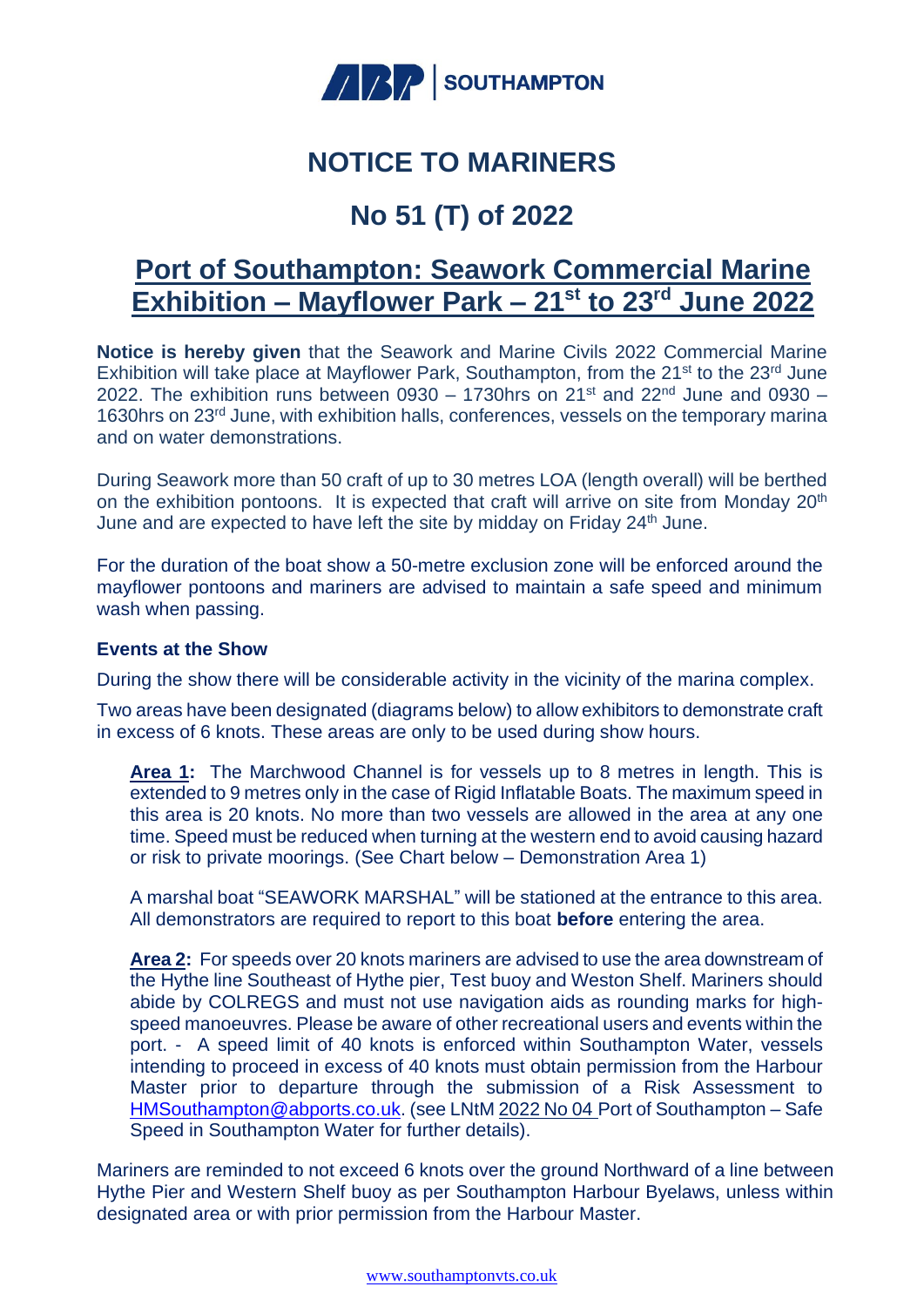# NOTICE TO MARINERS

# No 51 (T) of 2022

## Port of Southampton: Seawork Commercial Marine Exhibition – Mayflower Park – 21st to 23rd June 2022

**Notice is hereby given** that the Seawork and Marine Civils 2022 Commercial Marine Exhibition will take place at Mayflower Park, Southampton, from the 21st to the 23rd June 2022. The exhibition runs between 0930 – 1730hrs on 21st and 22nd June and 0930 – 1630hrs on 23rd June, with exhibition halls, conferences, vessels on the temporary marina and on water demonstrations.

During Seawork more than 50 craft of up to 30 metres LOA (length overall) will be berthed on the exhibition pontoons. It is expected that craft will arrive on site from Monday 20th June and are expected to have left the site by midday on Friday 24th June.

For the duration of the boat show a 50-metre exclusion zone will be enforced around the mayflower pontoons and mariners are advised to maintain a safe speed and minimum wash when passing.

### Events at the Show

During the show there will be considerable activity in the vicinity of the marina complex.

Two areas have been designated (diagrams below) to allow exhibitors to demonstrate craft in excess of 6 knots. These areas are only to be used during show hours.

**Area 1:** The Marchwood Channel is for vessels up to 8 metres in length. This is extended to 9 metres only in the case of Rigid Inflatable Boats. The maximum speed in this area is 20 knots. No more than two vessels are allowed in the area at any one time. Speed must be reduced when turning at the western end to avoid causing hazard or risk to private moorings. (See Chart below – Demonstration Area 1)

A marshal boat "SEAWORK MARSHAL" will be stationed at the entrance to this area. All demonstrators are required to report to this boat **before** entering the area.

**Area 2:** For speeds over 20 knots mariners are advised to use the area downstream of the Hythe line Southeast of Hythe pier, Test buoy and Weston Shelf. Mariners should abide by COLREGS and must not use navigation aids as rounding marks for high-speed manoeuvres. Please be aware of other recreational users and events within the port. - A speed limit of 40 knots is enforced within Southampton Water, vessels intending to proceed in excess of 40 knots must obtain permission from the Harbour Master prior to departure through the submission of a Risk Assessment to HMSouthampton@abports.co.uk. (see LNtM 2022 No 04 Port of Southampton – Safe Speed in Southampton Water for further details).

Mariners are reminded to not exceed 6 knots over the ground Northward of a line between Hythe Pier and Western Shelf buoy as per Southampton Harbour Byelaws, unless within designated area or with prior permission from the Harbour Master.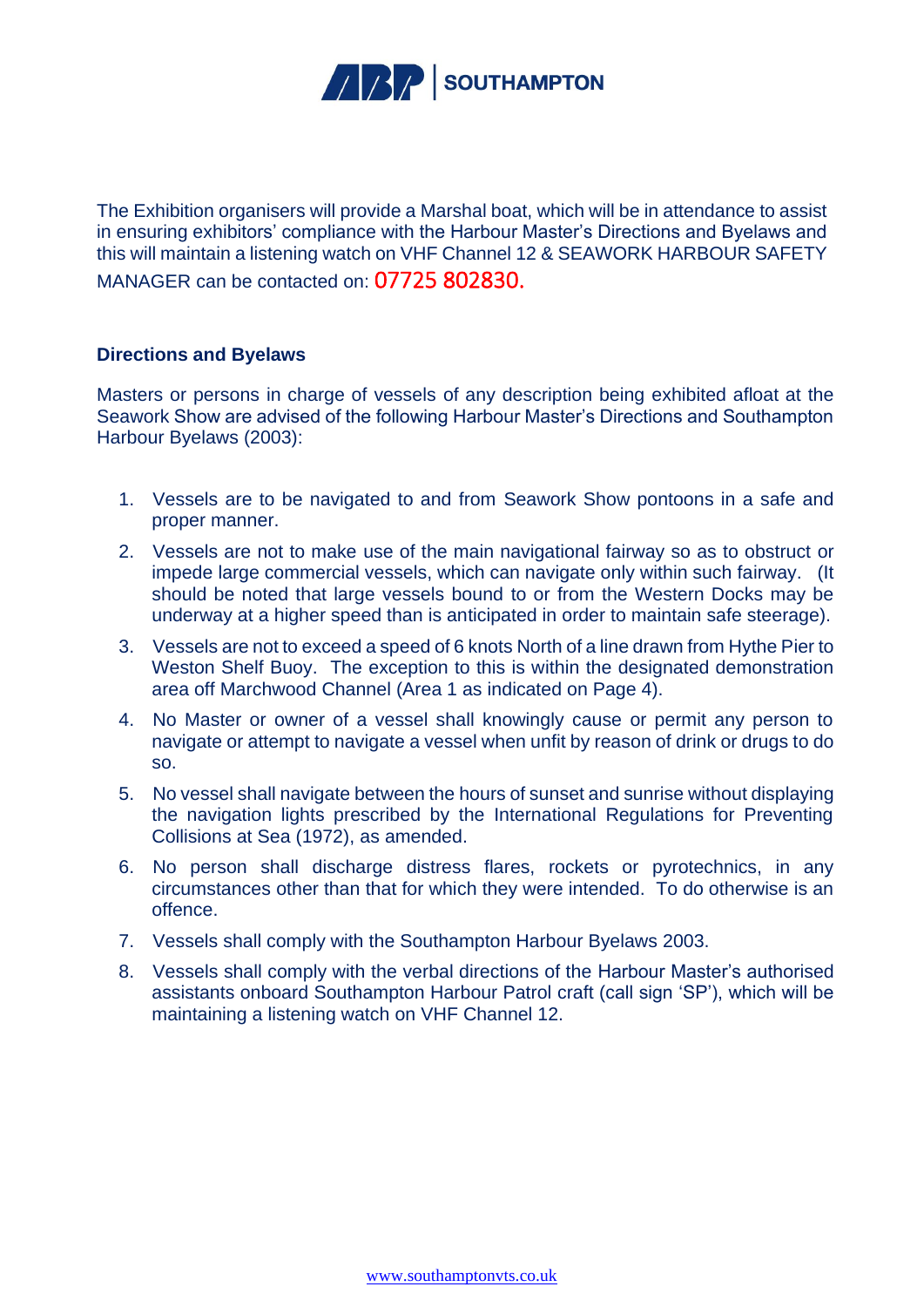The Exhibition organisers will provide a Marshal boat, which will be in attendance to assist in ensuring exhibitors' compliance with the Harbour Master's Directions and Byelaws and this will maintain a listening watch on VHF Channel 12 & SEAWORK HARBOUR SAFETY MANAGER can be contacted on: 07725 802830.

**Directions and Byelaws**

Masters or persons in charge of vessels of any description being exhibited afloat at the Seawork Show are advised of the following Harbour Master's Directions and Southampton Harbour Byelaws (2003):

1. Vessels are to be navigated to and from Seawork Show pontoons in a safe and proper manner.
2. Vessels are not to make use of the main navigational fairway so as to obstruct or impede large commercial vessels, which can navigate only within such fairway. (It should be noted that large vessels bound to or from the Western Docks may be underway at a higher speed than is anticipated in order to maintain safe steerage).
3. Vessels are not to exceed a speed of 6 knots North of a line drawn from Hythe Pier to Weston Shelf Buoy. The exception to this is within the designated demonstration area off Marchwood Channel (Area 1 as indicated on Page 4).
4. No Master or owner of a vessel shall knowingly cause or permit any person to navigate or attempt to navigate a vessel when unfit by reason of drink or drugs to do so.
5. No vessel shall navigate between the hours of sunset and sunrise without displaying the navigation lights prescribed by the International Regulations for Preventing Collisions at Sea (1972), as amended.
6. No person shall discharge distress flares, rockets or pyrotechnics, in any circumstances other than that for which they were intended. To do otherwise is an offence.
7. Vessels shall comply with the Southampton Harbour Byelaws 2003.
8. Vessels shall comply with the verbal directions of the Harbour Master's authorised assistants onboard Southampton Harbour Patrol craft (call sign 'SP'), which will be maintaining a listening watch on VHF Channel 12.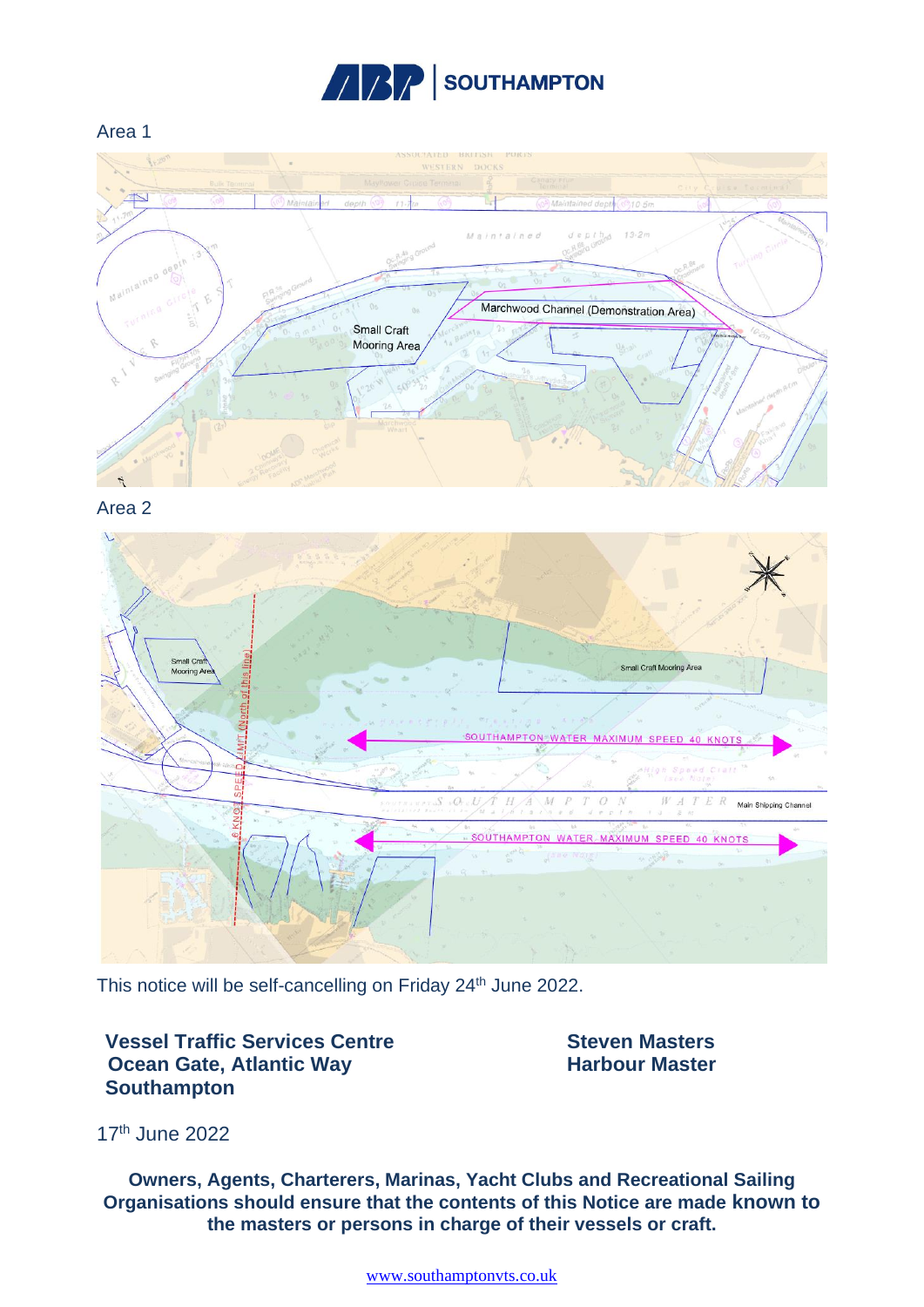Area 1

Marchwood Channel (Demonstration Area)

Small Craft Mooring Area

Area 2

Small Craft Mooring Area

Small Craft Mooring Area

6 KNOT SPEED LIMIT (North of this line)

SOUTHAMPTON WATER MAXIMUM SPEED 40 KNOTS

Main Shipping Channel

SOUTHAMPTON WATER MAXIMUM SPEED 40 KNOTS

This notice will be self-cancelling on Friday 24th June 2022.

**Vessel Traffic Services Centre**
**Ocean Gate, Atlantic Way**
**Southampton**

**Steven Masters**
**Harbour Master**

17th June 2022

**Owners, Agents, Charterers, Marinas, Yacht Clubs and Recreational Sailing Organisations should ensure that the contents of this Notice are made known to the masters or persons in charge of their vessels or craft.**

www.southamptonvts.co.uk